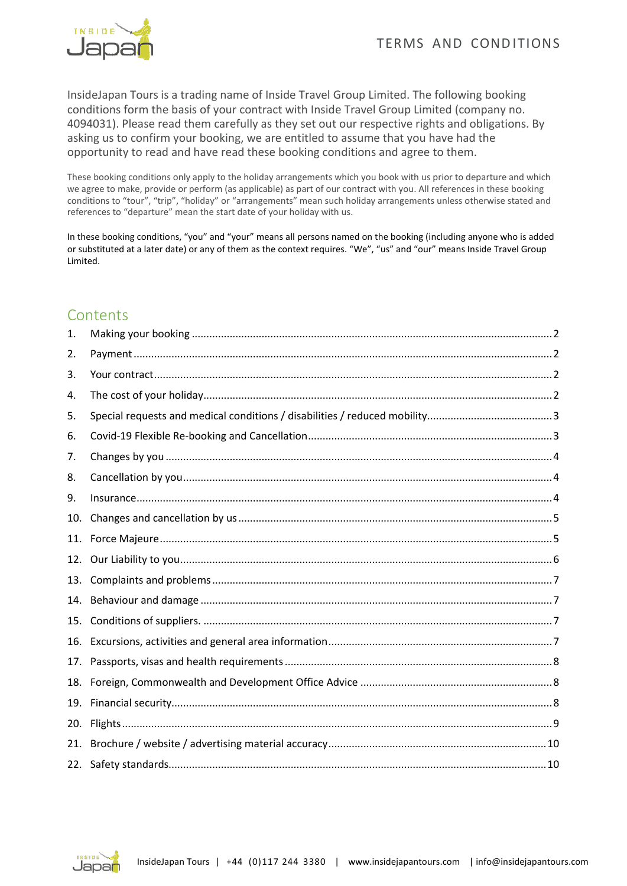# TERMS AND CONDITIONS

InsideJapan Tours is a trading name of Inside Travel Group Limited. The following booking conditions form the basis of your contract with Inside Travel Group Limited (company no. 4094031). Please read them carefully as they set out our respective rights and obligations. By asking us to confirm your booking, we are entitled to assume that you have had the opportunity to read and have read these booking conditions and agree to them.

These booking conditions only apply to the holiday arrangements which you book with us prior to departure and which we agree to make, provide or perform (as applicable) as part of our contract with you. All references in these booking conditions to "tour", "trip", "holiday" or "arrangements" mean such holiday arrangements unless otherwise stated and references to "departure" mean the start date of your holiday with us.

In these booking conditions, "you" and "your" means all persons named on the booking (including anyone who is added or substituted at a later date) or any of them as the context requires. "We", "us" and "our" means Inside Travel Group Limited.

## Contents

1. Making your booking ........ 2
2. Payment ........ 2
3. Your contract ........ 2
4. The cost of your holiday ........ 2
5. Special requests and medical conditions / disabilities / reduced mobility ........ 3
6. Covid-19 Flexible Re-booking and Cancellation ........ 3
7. Changes by you ........ 4
8. Cancellation by you ........ 4
9. Insurance ........ 4
10. Changes and cancellation by us ........ 5
11. Force Majeure ........ 5
12. Our Liability to you ........ 6
13. Complaints and problems ........ 7
14. Behaviour and damage ........ 7
15. Conditions of suppliers. ........ 7
16. Excursions, activities and general area information ........ 7
17. Passports, visas and health requirements ........ 8
18. Foreign, Commonwealth and Development Office Advice ........ 8
19. Financial security ........ 8
20. Flights ........ 9
21. Brochure / website / advertising material accuracy ........ 10
22. Safety standards ........ 10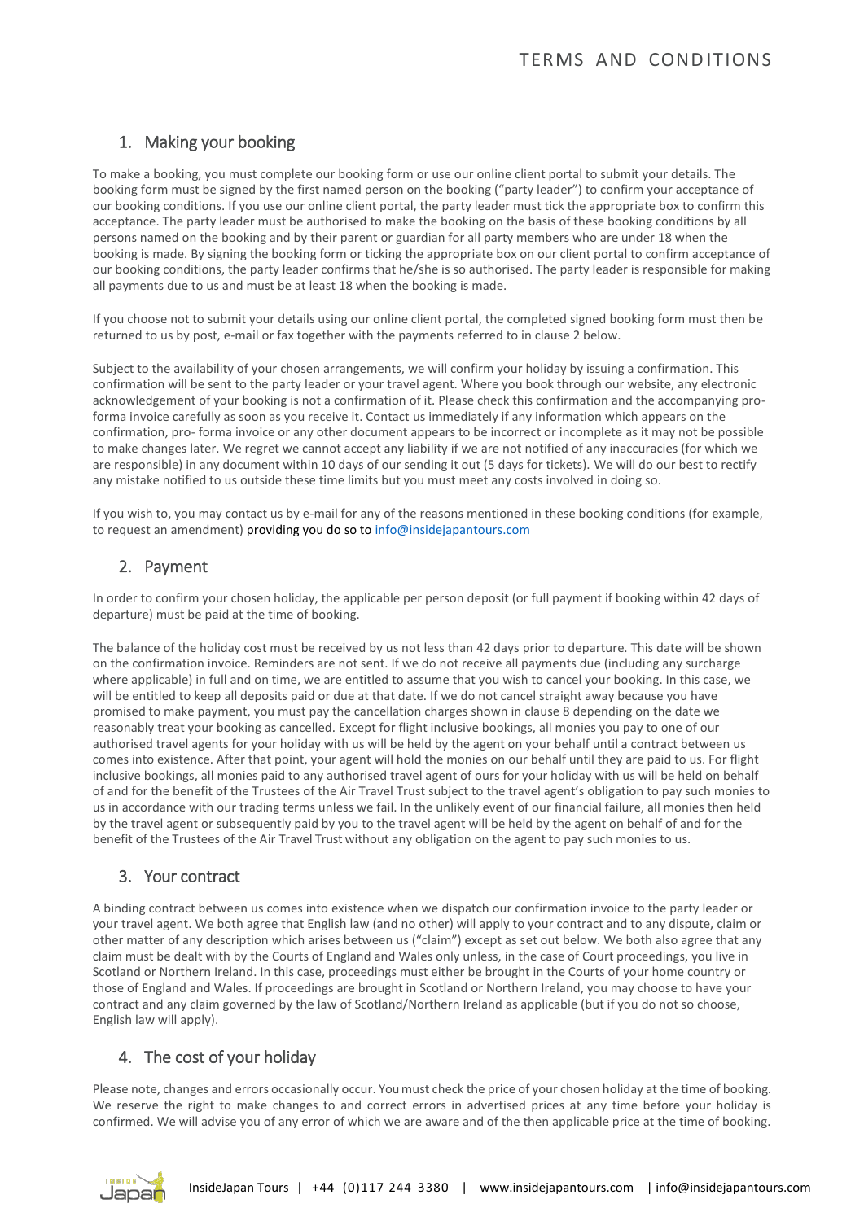## 1. Making your booking

To make a booking, you must complete our booking form or use our online client portal to submit your details. The booking form must be signed by the first named person on the booking ("party leader") to confirm your acceptance of our booking conditions. If you use our online client portal, the party leader must tick the appropriate box to confirm this acceptance. The party leader must be authorised to make the booking on the basis of these booking conditions by all persons named on the booking and by their parent or guardian for all party members who are under 18 when the booking is made. By signing the booking form or ticking the appropriate box on our client portal to confirm acceptance of our booking conditions, the party leader confirms that he/she is so authorised. The party leader is responsible for making all payments due to us and must be at least 18 when the booking is made.

If you choose not to submit your details using our online client portal, the completed signed booking form must then be returned to us by post, e-mail or fax together with the payments referred to in clause 2 below.

Subject to the availability of your chosen arrangements, we will confirm your holiday by issuing a confirmation. This confirmation will be sent to the party leader or your travel agent. Where you book through our website, any electronic acknowledgement of your booking is not a confirmation of it. Please check this confirmation and the accompanying pro-forma invoice carefully as soon as you receive it. Contact us immediately if any information which appears on the confirmation, pro- forma invoice or any other document appears to be incorrect or incomplete as it may not be possible to make changes later. We regret we cannot accept any liability if we are not notified of any inaccuracies (for which we are responsible) in any document within 10 days of our sending it out (5 days for tickets). We will do our best to rectify any mistake notified to us outside these time limits but you must meet any costs involved in doing so.

If you wish to, you may contact us by e-mail for any of the reasons mentioned in these booking conditions (for example, to request an amendment) providing you do so to info@insidejapantours.com

## 2. Payment

In order to confirm your chosen holiday, the applicable per person deposit (or full payment if booking within 42 days of departure) must be paid at the time of booking.

The balance of the holiday cost must be received by us not less than 42 days prior to departure. This date will be shown on the confirmation invoice. Reminders are not sent. If we do not receive all payments due (including any surcharge where applicable) in full and on time, we are entitled to assume that you wish to cancel your booking. In this case, we will be entitled to keep all deposits paid or due at that date. If we do not cancel straight away because you have promised to make payment, you must pay the cancellation charges shown in clause 8 depending on the date we reasonably treat your booking as cancelled. Except for flight inclusive bookings, all monies you pay to one of our authorised travel agents for your holiday with us will be held by the agent on your behalf until a contract between us comes into existence. After that point, your agent will hold the monies on our behalf until they are paid to us. For flight inclusive bookings, all monies paid to any authorised travel agent of ours for your holiday with us will be held on behalf of and for the benefit of the Trustees of the Air Travel Trust subject to the travel agent's obligation to pay such monies to us in accordance with our trading terms unless we fail. In the unlikely event of our financial failure, all monies then held by the travel agent or subsequently paid by you to the travel agent will be held by the agent on behalf of and for the benefit of the Trustees of the Air Travel Trust without any obligation on the agent to pay such monies to us.

## 3. Your contract

A binding contract between us comes into existence when we dispatch our confirmation invoice to the party leader or your travel agent. We both agree that English law (and no other) will apply to your contract and to any dispute, claim or other matter of any description which arises between us ("claim") except as set out below. We both also agree that any claim must be dealt with by the Courts of England and Wales only unless, in the case of Court proceedings, you live in Scotland or Northern Ireland. In this case, proceedings must either be brought in the Courts of your home country or those of England and Wales. If proceedings are brought in Scotland or Northern Ireland, you may choose to have your contract and any claim governed by the law of Scotland/Northern Ireland as applicable (but if you do not so choose, English law will apply).

## 4. The cost of your holiday

Please note, changes and errors occasionally occur. You must check the price of your chosen holiday at the time of booking. We reserve the right to make changes to and correct errors in advertised prices at any time before your holiday is confirmed. We will advise you of any error of which we are aware and of the then applicable price at the time of booking.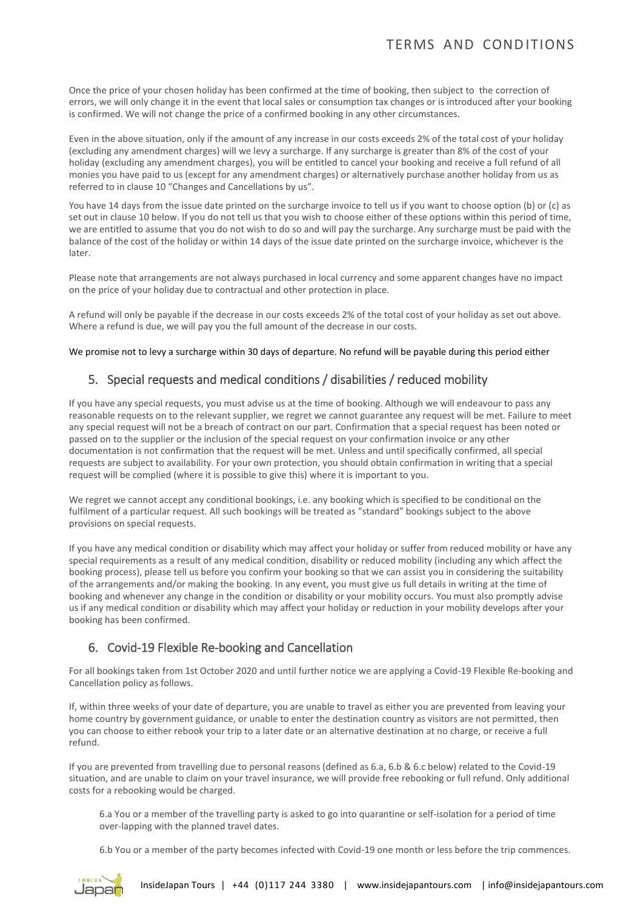Once the price of your chosen holiday has been confirmed at the time of booking, then subject to the correction of errors, we will only change it in the event that local sales or consumption tax changes or is introduced after your booking is confirmed. We will not change the price of a confirmed booking in any other circumstances.

Even in the above situation, only if the amount of any increase in our costs exceeds 2% of the total cost of your holiday (excluding any amendment charges) will we levy a surcharge. If any surcharge is greater than 8% of the cost of your holiday (excluding any amendment charges), you will be entitled to cancel your booking and receive a full refund of all monies you have paid to us (except for any amendment charges) or alternatively purchase another holiday from us as referred to in clause 10 "Changes and Cancellations by us".

You have 14 days from the issue date printed on the surcharge invoice to tell us if you want to choose option (b) or (c) as set out in clause 10 below. If you do not tell us that you wish to choose either of these options within this period of time, we are entitled to assume that you do not wish to do so and will pay the surcharge. Any surcharge must be paid with the balance of the cost of the holiday or within 14 days of the issue date printed on the surcharge invoice, whichever is the later.

Please note that arrangements are not always purchased in local currency and some apparent changes have no impact on the price of your holiday due to contractual and other protection in place.

A refund will only be payable if the decrease in our costs exceeds 2% of the total cost of your holiday as set out above. Where a refund is due, we will pay you the full amount of the decrease in our costs.

We promise not to levy a surcharge within 30 days of departure. No refund will be payable during this period either

## 5. Special requests and medical conditions / disabilities / reduced mobility

If you have any special requests, you must advise us at the time of booking. Although we will endeavour to pass any reasonable requests on to the relevant supplier, we regret we cannot guarantee any request will be met. Failure to meet any special request will not be a breach of contract on our part. Confirmation that a special request has been noted or passed on to the supplier or the inclusion of the special request on your confirmation invoice or any other documentation is not confirmation that the request will be met. Unless and until specifically confirmed, all special requests are subject to availability. For your own protection, you should obtain confirmation in writing that a special request will be complied (where it is possible to give this) where it is important to you.

We regret we cannot accept any conditional bookings, i.e. any booking which is specified to be conditional on the fulfilment of a particular request. All such bookings will be treated as "standard" bookings subject to the above provisions on special requests.

If you have any medical condition or disability which may affect your holiday or suffer from reduced mobility or have any special requirements as a result of any medical condition, disability or reduced mobility (including any which affect the booking process), please tell us before you confirm your booking so that we can assist you in considering the suitability of the arrangements and/or making the booking. In any event, you must give us full details in writing at the time of booking and whenever any change in the condition or disability or your mobility occurs. You must also promptly advise us if any medical condition or disability which may affect your holiday or reduction in your mobility develops after your booking has been confirmed.

## 6. Covid-19 Flexible Re-booking and Cancellation

For all bookings taken from 1st October 2020 and until further notice we are applying a Covid-19 Flexible Re-booking and Cancellation policy as follows.

If, within three weeks of your date of departure, you are unable to travel as either you are prevented from leaving your home country by government guidance, or unable to enter the destination country as visitors are not permitted, then you can choose to either rebook your trip to a later date or an alternative destination at no charge, or receive a full refund.

If you are prevented from travelling due to personal reasons (defined as 6.a, 6.b & 6.c below) related to the Covid-19 situation, and are unable to claim on your travel insurance, we will provide free rebooking or full refund. Only additional costs for a rebooking would be charged.

6.a You or a member of the travelling party is asked to go into quarantine or self-isolation for a period of time over-lapping with the planned travel dates.

6.b You or a member of the party becomes infected with Covid-19 one month or less before the trip commences.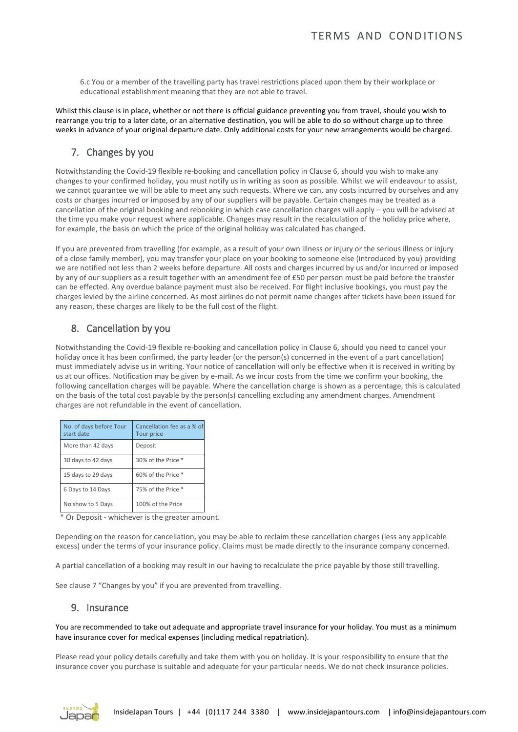6.c You or a member of the travelling party has travel restrictions placed upon them by their workplace or educational establishment meaning that they are not able to travel.

Whilst this clause is in place, whether or not there is official guidance preventing you from travel, should you wish to rearrange you trip to a later date, or an alternative destination, you will be able to do so without charge up to three weeks in advance of your original departure date. Only additional costs for your new arrangements would be charged.

## 7. Changes by you

Notwithstanding the Covid-19 flexible re-booking and cancellation policy in Clause 6, should you wish to make any changes to your confirmed holiday, you must notify us in writing as soon as possible. Whilst we will endeavour to assist, we cannot guarantee we will be able to meet any such requests. Where we can, any costs incurred by ourselves and any costs or charges incurred or imposed by any of our suppliers will be payable. Certain changes may be treated as a cancellation of the original booking and rebooking in which case cancellation charges will apply – you will be advised at the time you make your request where applicable. Changes may result in the recalculation of the holiday price where, for example, the basis on which the price of the original holiday was calculated has changed.

If you are prevented from travelling (for example, as a result of your own illness or injury or the serious illness or injury of a close family member), you may transfer your place on your booking to someone else (introduced by you) providing we are notified not less than 2 weeks before departure. All costs and charges incurred by us and/or incurred or imposed by any of our suppliers as a result together with an amendment fee of £50 per person must be paid before the transfer can be effected. Any overdue balance payment must also be received. For flight inclusive bookings, you must pay the charges levied by the airline concerned. As most airlines do not permit name changes after tickets have been issued for any reason, these charges are likely to be the full cost of the flight.

## 8. Cancellation by you

Notwithstanding the Covid-19 flexible re-booking and cancellation policy in Clause 6, should you need to cancel your holiday once it has been confirmed, the party leader (or the person(s) concerned in the event of a part cancellation) must immediately advise us in writing. Your notice of cancellation will only be effective when it is received in writing by us at our offices. Notification may be given by e-mail. As we incur costs from the time we confirm your booking, the following cancellation charges will be payable. Where the cancellation charge is shown as a percentage, this is calculated on the basis of the total cost payable by the person(s) cancelling excluding any amendment charges. Amendment charges are not refundable in the event of cancellation.

| No. of days before Tour start date | Cancellation fee as a % of Tour price |
|---|---|
| More than 42 days | Deposit |
| 30 days to 42 days | 30% of the Price * |
| 15 days to 29 days | 60% of the Price * |
| 6 Days to 14 Days | 75% of the Price * |
| No show to 5 Days | 100% of the Price |

\* Or Deposit - whichever is the greater amount.

Depending on the reason for cancellation, you may be able to reclaim these cancellation charges (less any applicable excess) under the terms of your insurance policy. Claims must be made directly to the insurance company concerned.

A partial cancellation of a booking may result in our having to recalculate the price payable by those still travelling.

See clause 7 "Changes by you" if you are prevented from travelling.

## 9. Insurance

You are recommended to take out adequate and appropriate travel insurance for your holiday. You must as a minimum have insurance cover for medical expenses (including medical repatriation).

Please read your policy details carefully and take them with you on holiday. It is your responsibility to ensure that the insurance cover you purchase is suitable and adequate for your particular needs. We do not check insurance policies.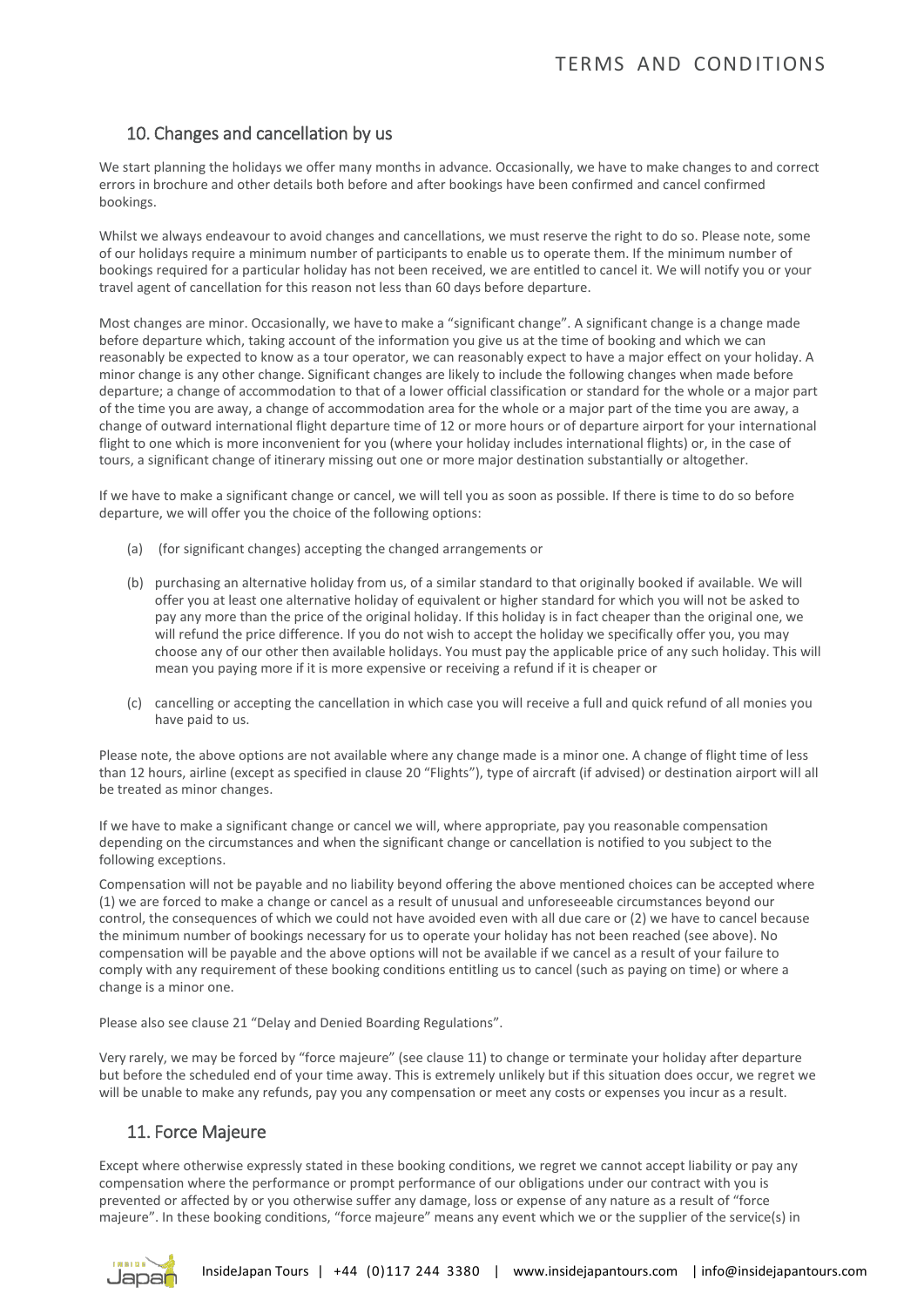## 10. Changes and cancellation by us

We start planning the holidays we offer many months in advance. Occasionally, we have to make changes to and correct errors in brochure and other details both before and after bookings have been confirmed and cancel confirmed bookings.

Whilst we always endeavour to avoid changes and cancellations, we must reserve the right to do so. Please note, some of our holidays require a minimum number of participants to enable us to operate them. If the minimum number of bookings required for a particular holiday has not been received, we are entitled to cancel it. We will notify you or your travel agent of cancellation for this reason not less than 60 days before departure.

Most changes are minor. Occasionally, we have to make a "significant change". A significant change is a change made before departure which, taking account of the information you give us at the time of booking and which we can reasonably be expected to know as a tour operator, we can reasonably expect to have a major effect on your holiday. A minor change is any other change. Significant changes are likely to include the following changes when made before departure; a change of accommodation to that of a lower official classification or standard for the whole or a major part of the time you are away, a change of accommodation area for the whole or a major part of the time you are away, a change of outward international flight departure time of 12 or more hours or of departure airport for your international flight to one which is more inconvenient for you (where your holiday includes international flights) or, in the case of tours, a significant change of itinerary missing out one or more major destination substantially or altogether.

If we have to make a significant change or cancel, we will tell you as soon as possible. If there is time to do so before departure, we will offer you the choice of the following options:

(a) (for significant changes) accepting the changed arrangements or

(b) purchasing an alternative holiday from us, of a similar standard to that originally booked if available. We will offer you at least one alternative holiday of equivalent or higher standard for which you will not be asked to pay any more than the price of the original holiday. If this holiday is in fact cheaper than the original one, we will refund the price difference. If you do not wish to accept the holiday we specifically offer you, you may choose any of our other then available holidays. You must pay the applicable price of any such holiday. This will mean you paying more if it is more expensive or receiving a refund if it is cheaper or

(c) cancelling or accepting the cancellation in which case you will receive a full and quick refund of all monies you have paid to us.

Please note, the above options are not available where any change made is a minor one. A change of flight time of less than 12 hours, airline (except as specified in clause 20 "Flights"), type of aircraft (if advised) or destination airport will all be treated as minor changes.

If we have to make a significant change or cancel we will, where appropriate, pay you reasonable compensation depending on the circumstances and when the significant change or cancellation is notified to you subject to the following exceptions.

Compensation will not be payable and no liability beyond offering the above mentioned choices can be accepted where (1) we are forced to make a change or cancel as a result of unusual and unforeseeable circumstances beyond our control, the consequences of which we could not have avoided even with all due care or (2) we have to cancel because the minimum number of bookings necessary for us to operate your holiday has not been reached (see above). No compensation will be payable and the above options will not be available if we cancel as a result of your failure to comply with any requirement of these booking conditions entitling us to cancel (such as paying on time) or where a change is a minor one.

Please also see clause 21 "Delay and Denied Boarding Regulations".

Very rarely, we may be forced by "force majeure" (see clause 11) to change or terminate your holiday after departure but before the scheduled end of your time away. This is extremely unlikely but if this situation does occur, we regret we will be unable to make any refunds, pay you any compensation or meet any costs or expenses you incur as a result.

## 11. Force Majeure

Except where otherwise expressly stated in these booking conditions, we regret we cannot accept liability or pay any compensation where the performance or prompt performance of our obligations under our contract with you is prevented or affected by or you otherwise suffer any damage, loss or expense of any nature as a result of "force majeure". In these booking conditions, "force majeure" means any event which we or the supplier of the service(s) in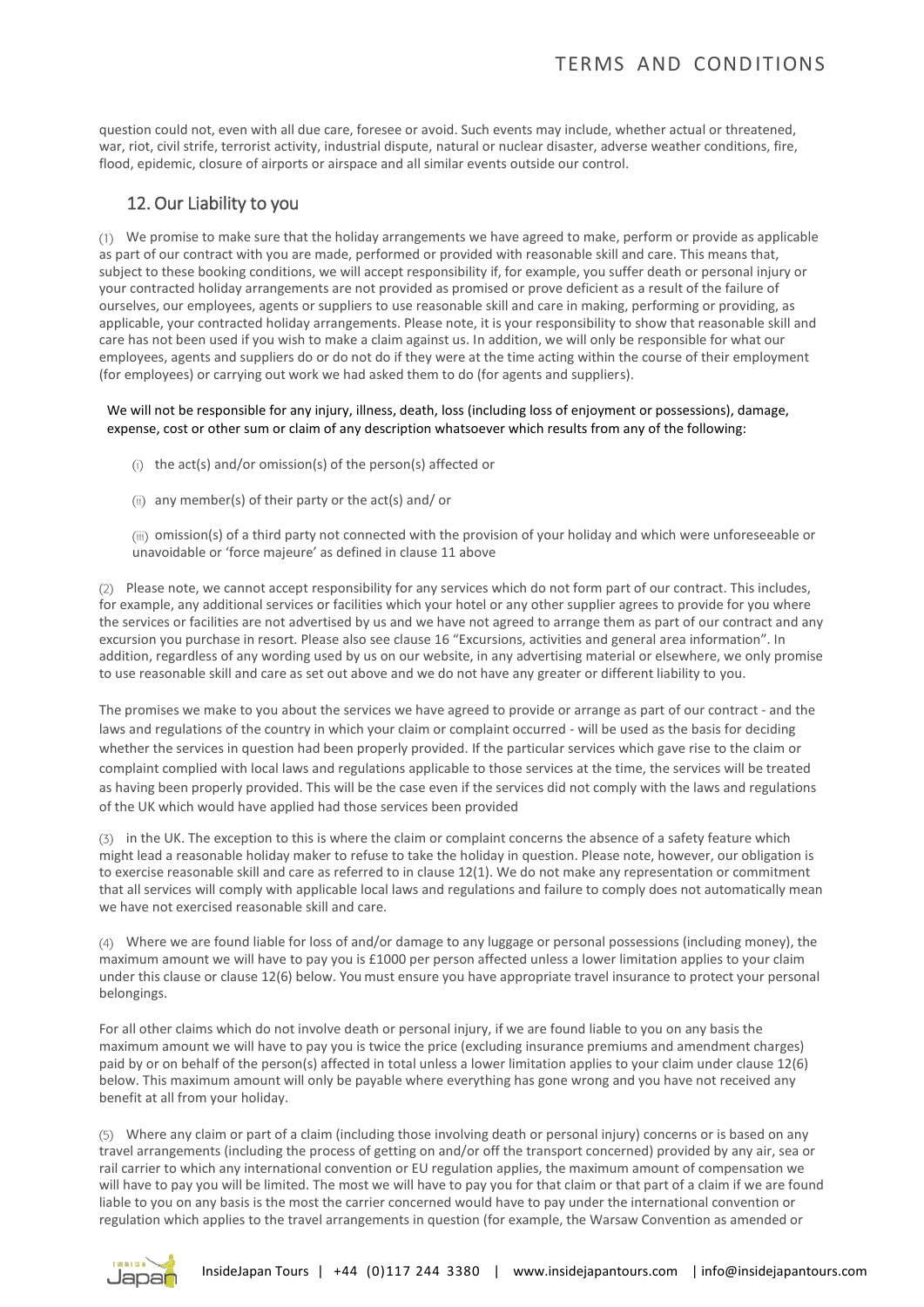question could not, even with all due care, foresee or avoid. Such events may include, whether actual or threatened, war, riot, civil strife, terrorist activity, industrial dispute, natural or nuclear disaster, adverse weather conditions, fire, flood, epidemic, closure of airports or airspace and all similar events outside our control.

## 12. Our Liability to you

(1) We promise to make sure that the holiday arrangements we have agreed to make, perform or provide as applicable as part of our contract with you are made, performed or provided with reasonable skill and care. This means that, subject to these booking conditions, we will accept responsibility if, for example, you suffer death or personal injury or your contracted holiday arrangements are not provided as promised or prove deficient as a result of the failure of ourselves, our employees, agents or suppliers to use reasonable skill and care in making, performing or providing, as applicable, your contracted holiday arrangements. Please note, it is your responsibility to show that reasonable skill and care has not been used if you wish to make a claim against us. In addition, we will only be responsible for what our employees, agents and suppliers do or do not do if they were at the time acting within the course of their employment (for employees) or carrying out work we had asked them to do (for agents and suppliers).

We will not be responsible for any injury, illness, death, loss (including loss of enjoyment or possessions), damage, expense, cost or other sum or claim of any description whatsoever which results from any of the following:

(i) the act(s) and/or omission(s) of the person(s) affected or

(ii) any member(s) of their party or the act(s) and/ or

(iii) omission(s) of a third party not connected with the provision of your holiday and which were unforeseeable or unavoidable or 'force majeure' as defined in clause 11 above

(2) Please note, we cannot accept responsibility for any services which do not form part of our contract. This includes, for example, any additional services or facilities which your hotel or any other supplier agrees to provide for you where the services or facilities are not advertised by us and we have not agreed to arrange them as part of our contract and any excursion you purchase in resort. Please also see clause 16 "Excursions, activities and general area information". In addition, regardless of any wording used by us on our website, in any advertising material or elsewhere, we only promise to use reasonable skill and care as set out above and we do not have any greater or different liability to you.

The promises we make to you about the services we have agreed to provide or arrange as part of our contract - and the laws and regulations of the country in which your claim or complaint occurred - will be used as the basis for deciding whether the services in question had been properly provided. If the particular services which gave rise to the claim or complaint complied with local laws and regulations applicable to those services at the time, the services will be treated as having been properly provided. This will be the case even if the services did not comply with the laws and regulations of the UK which would have applied had those services been provided

(3) in the UK. The exception to this is where the claim or complaint concerns the absence of a safety feature which might lead a reasonable holiday maker to refuse to take the holiday in question. Please note, however, our obligation is to exercise reasonable skill and care as referred to in clause 12(1). We do not make any representation or commitment that all services will comply with applicable local laws and regulations and failure to comply does not automatically mean we have not exercised reasonable skill and care.

(4) Where we are found liable for loss of and/or damage to any luggage or personal possessions (including money), the maximum amount we will have to pay you is £1000 per person affected unless a lower limitation applies to your claim under this clause or clause 12(6) below. You must ensure you have appropriate travel insurance to protect your personal belongings.

For all other claims which do not involve death or personal injury, if we are found liable to you on any basis the maximum amount we will have to pay you is twice the price (excluding insurance premiums and amendment charges) paid by or on behalf of the person(s) affected in total unless a lower limitation applies to your claim under clause 12(6) below. This maximum amount will only be payable where everything has gone wrong and you have not received any benefit at all from your holiday.

(5) Where any claim or part of a claim (including those involving death or personal injury) concerns or is based on any travel arrangements (including the process of getting on and/or off the transport concerned) provided by any air, sea or rail carrier to which any international convention or EU regulation applies, the maximum amount of compensation we will have to pay you will be limited. The most we will have to pay you for that claim or that part of a claim if we are found liable to you on any basis is the most the carrier concerned would have to pay under the international convention or regulation which applies to the travel arrangements in question (for example, the Warsaw Convention as amended or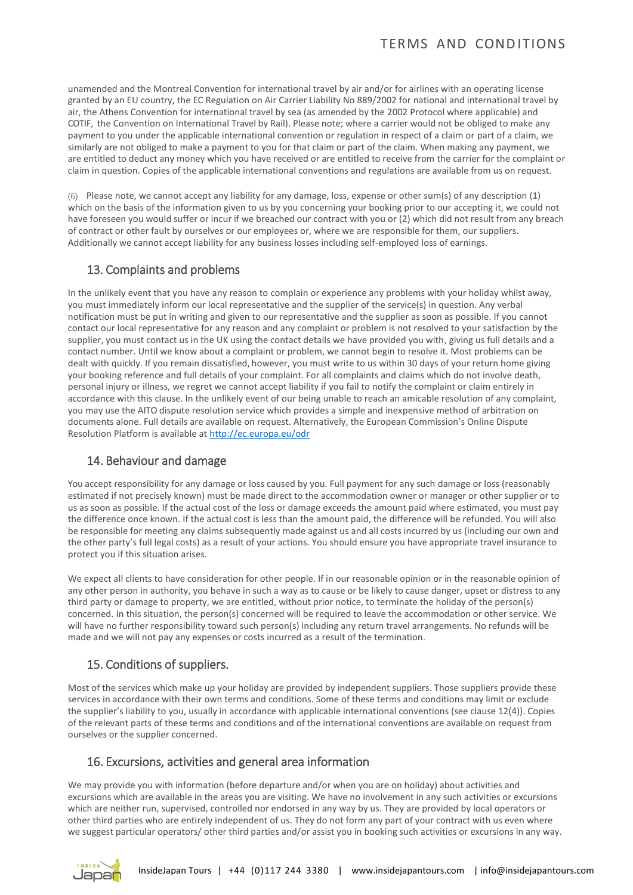unamended and the Montreal Convention for international travel by air and/or for airlines with an operating license granted by an EU country, the EC Regulation on Air Carrier Liability No 889/2002 for national and international travel by air, the Athens Convention for international travel by sea (as amended by the 2002 Protocol where applicable) and COTIF, the Convention on International Travel by Rail). Please note; where a carrier would not be obliged to make any payment to you under the applicable international convention or regulation in respect of a claim or part of a claim, we similarly are not obliged to make a payment to you for that claim or part of the claim. When making any payment, we are entitled to deduct any money which you have received or are entitled to receive from the carrier for the complaint or claim in question. Copies of the applicable international conventions and regulations are available from us on request.

(6) Please note, we cannot accept any liability for any damage, loss, expense or other sum(s) of any description (1) which on the basis of the information given to us by you concerning your booking prior to our accepting it, we could not have foreseen you would suffer or incur if we breached our contract with you or (2) which did not result from any breach of contract or other fault by ourselves or our employees or, where we are responsible for them, our suppliers. Additionally we cannot accept liability for any business losses including self-employed loss of earnings.

## 13. Complaints and problems

In the unlikely event that you have any reason to complain or experience any problems with your holiday whilst away, you must immediately inform our local representative and the supplier of the service(s) in question. Any verbal notification must be put in writing and given to our representative and the supplier as soon as possible. If you cannot contact our local representative for any reason and any complaint or problem is not resolved to your satisfaction by the supplier, you must contact us in the UK using the contact details we have provided you with, giving us full details and a contact number. Until we know about a complaint or problem, we cannot begin to resolve it. Most problems can be dealt with quickly. If you remain dissatisfied, however, you must write to us within 30 days of your return home giving your booking reference and full details of your complaint. For all complaints and claims which do not involve death, personal injury or illness, we regret we cannot accept liability if you fail to notify the complaint or claim entirely in accordance with this clause. In the unlikely event of our being unable to reach an amicable resolution of any complaint, you may use the AITO dispute resolution service which provides a simple and inexpensive method of arbitration on documents alone. Full details are available on request. Alternatively, the European Commission's Online Dispute Resolution Platform is available at [http://ec.europa.eu/odr](http://ec.europa.eu/odr)

## 14. Behaviour and damage

You accept responsibility for any damage or loss caused by you. Full payment for any such damage or loss (reasonably estimated if not precisely known) must be made direct to the accommodation owner or manager or other supplier or to us as soon as possible. If the actual cost of the loss or damage exceeds the amount paid where estimated, you must pay the difference once known. If the actual cost is less than the amount paid, the difference will be refunded. You will also be responsible for meeting any claims subsequently made against us and all costs incurred by us (including our own and the other party's full legal costs) as a result of your actions. You should ensure you have appropriate travel insurance to protect you if this situation arises.

We expect all clients to have consideration for other people. If in our reasonable opinion or in the reasonable opinion of any other person in authority, you behave in such a way as to cause or be likely to cause danger, upset or distress to any third party or damage to property, we are entitled, without prior notice, to terminate the holiday of the person(s) concerned. In this situation, the person(s) concerned will be required to leave the accommodation or other service. We will have no further responsibility toward such person(s) including any return travel arrangements. No refunds will be made and we will not pay any expenses or costs incurred as a result of the termination.

## 15. Conditions of suppliers.

Most of the services which make up your holiday are provided by independent suppliers. Those suppliers provide these services in accordance with their own terms and conditions. Some of these terms and conditions may limit or exclude the supplier's liability to you, usually in accordance with applicable international conventions (see clause 12(4)). Copies of the relevant parts of these terms and conditions and of the international conventions are available on request from ourselves or the supplier concerned.

## 16. Excursions, activities and general area information

We may provide you with information (before departure and/or when you are on holiday) about activities and excursions which are available in the areas you are visiting. We have no involvement in any such activities or excursions which are neither run, supervised, controlled nor endorsed in any way by us. They are provided by local operators or other third parties who are entirely independent of us. They do not form any part of your contract with us even where we suggest particular operators/ other third parties and/or assist you in booking such activities or excursions in any way.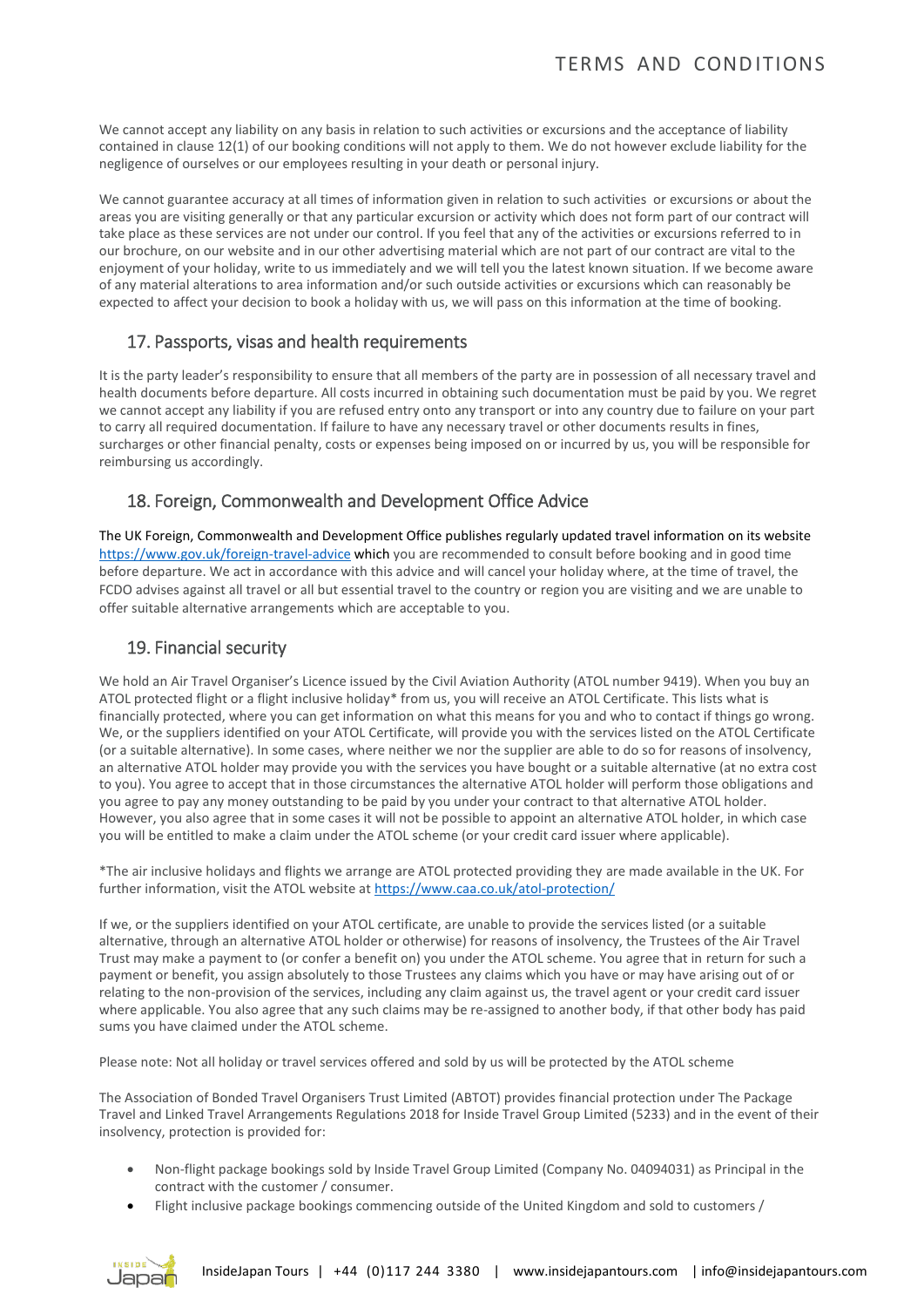We cannot accept any liability on any basis in relation to such activities or excursions and the acceptance of liability contained in clause 12(1) of our booking conditions will not apply to them. We do not however exclude liability for the negligence of ourselves or our employees resulting in your death or personal injury.

We cannot guarantee accuracy at all times of information given in relation to such activities or excursions or about the areas you are visiting generally or that any particular excursion or activity which does not form part of our contract will take place as these services are not under our control. If you feel that any of the activities or excursions referred to in our brochure, on our website and in our other advertising material which are not part of our contract are vital to the enjoyment of your holiday, write to us immediately and we will tell you the latest known situation. If we become aware of any material alterations to area information and/or such outside activities or excursions which can reasonably be expected to affect your decision to book a holiday with us, we will pass on this information at the time of booking.

## 17. Passports, visas and health requirements

It is the party leader's responsibility to ensure that all members of the party are in possession of all necessary travel and health documents before departure. All costs incurred in obtaining such documentation must be paid by you. We regret we cannot accept any liability if you are refused entry onto any transport or into any country due to failure on your part to carry all required documentation. If failure to have any necessary travel or other documents results in fines, surcharges or other financial penalty, costs or expenses being imposed on or incurred by us, you will be responsible for reimbursing us accordingly.

## 18. Foreign, Commonwealth and Development Office Advice

The UK Foreign, Commonwealth and Development Office publishes regularly updated travel information on its website https://www.gov.uk/foreign-travel-advice which you are recommended to consult before booking and in good time before departure. We act in accordance with this advice and will cancel your holiday where, at the time of travel, the FCDO advises against all travel or all but essential travel to the country or region you are visiting and we are unable to offer suitable alternative arrangements which are acceptable to you.

## 19. Financial security

We hold an Air Travel Organiser's Licence issued by the Civil Aviation Authority (ATOL number 9419). When you buy an ATOL protected flight or a flight inclusive holiday* from us, you will receive an ATOL Certificate. This lists what is financially protected, where you can get information on what this means for you and who to contact if things go wrong. We, or the suppliers identified on your ATOL Certificate, will provide you with the services listed on the ATOL Certificate (or a suitable alternative). In some cases, where neither we nor the supplier are able to do so for reasons of insolvency, an alternative ATOL holder may provide you with the services you have bought or a suitable alternative (at no extra cost to you). You agree to accept that in those circumstances the alternative ATOL holder will perform those obligations and you agree to pay any money outstanding to be paid by you under your contract to that alternative ATOL holder. However, you also agree that in some cases it will not be possible to appoint an alternative ATOL holder, in which case you will be entitled to make a claim under the ATOL scheme (or your credit card issuer where applicable).

*The air inclusive holidays and flights we arrange are ATOL protected providing they are made available in the UK. For further information, visit the ATOL website at https://www.caa.co.uk/atol-protection/

If we, or the suppliers identified on your ATOL certificate, are unable to provide the services listed (or a suitable alternative, through an alternative ATOL holder or otherwise) for reasons of insolvency, the Trustees of the Air Travel Trust may make a payment to (or confer a benefit on) you under the ATOL scheme. You agree that in return for such a payment or benefit, you assign absolutely to those Trustees any claims which you have or may have arising out of or relating to the non-provision of the services, including any claim against us, the travel agent or your credit card issuer where applicable. You also agree that any such claims may be re-assigned to another body, if that other body has paid sums you have claimed under the ATOL scheme.

Please note: Not all holiday or travel services offered and sold by us will be protected by the ATOL scheme

The Association of Bonded Travel Organisers Trust Limited (ABTOT) provides financial protection under The Package Travel and Linked Travel Arrangements Regulations 2018 for Inside Travel Group Limited (5233) and in the event of their insolvency, protection is provided for:

- Non-flight package bookings sold by Inside Travel Group Limited (Company No. 04094031) as Principal in the contract with the customer / consumer.
- Flight inclusive package bookings commencing outside of the United Kingdom and sold to customers /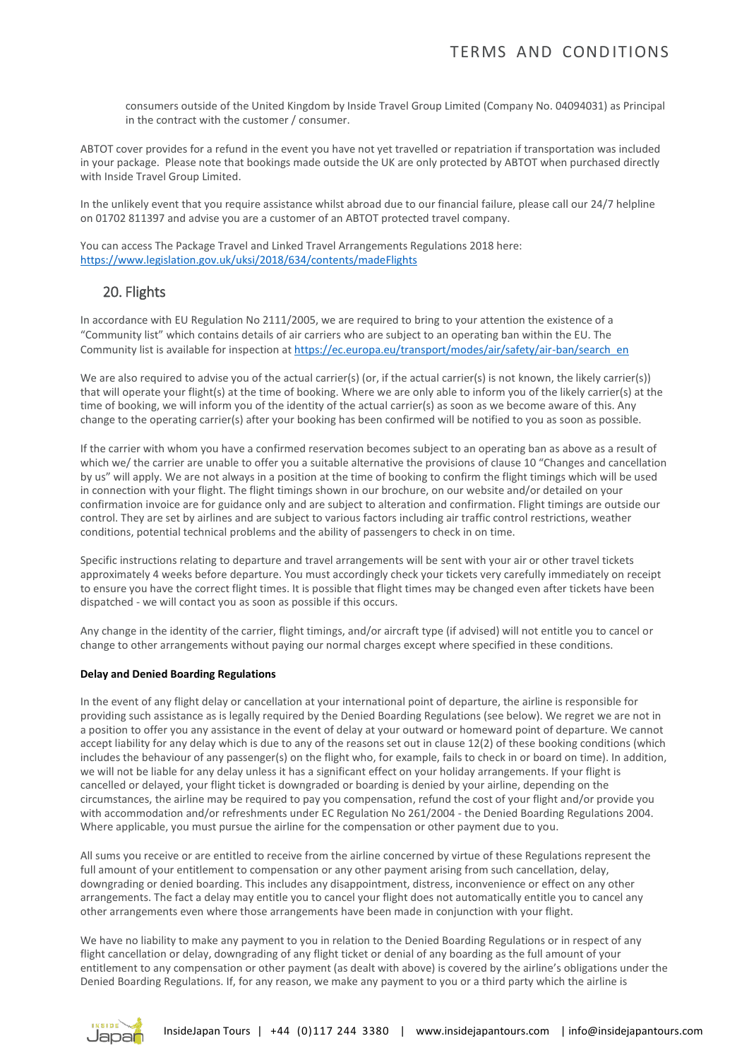consumers outside of the United Kingdom by Inside Travel Group Limited (Company No. 04094031) as Principal in the contract with the customer / consumer.

ABTOT cover provides for a refund in the event you have not yet travelled or repatriation if transportation was included in your package. Please note that bookings made outside the UK are only protected by ABTOT when purchased directly with Inside Travel Group Limited.

In the unlikely event that you require assistance whilst abroad due to our financial failure, please call our 24/7 helpline on 01702 811397 and advise you are a customer of an ABTOT protected travel company.

You can access The Package Travel and Linked Travel Arrangements Regulations 2018 here: https://www.legislation.gov.uk/uksi/2018/634/contents/madeFlights

## 20. Flights

In accordance with EU Regulation No 2111/2005, we are required to bring to your attention the existence of a "Community list" which contains details of air carriers who are subject to an operating ban within the EU. The Community list is available for inspection at https://ec.europa.eu/transport/modes/air/safety/air-ban/search_en

We are also required to advise you of the actual carrier(s) (or, if the actual carrier(s) is not known, the likely carrier(s)) that will operate your flight(s) at the time of booking. Where we are only able to inform you of the likely carrier(s) at the time of booking, we will inform you of the identity of the actual carrier(s) as soon as we become aware of this. Any change to the operating carrier(s) after your booking has been confirmed will be notified to you as soon as possible.

If the carrier with whom you have a confirmed reservation becomes subject to an operating ban as above as a result of which we/ the carrier are unable to offer you a suitable alternative the provisions of clause 10 "Changes and cancellation by us" will apply. We are not always in a position at the time of booking to confirm the flight timings which will be used in connection with your flight. The flight timings shown in our brochure, on our website and/or detailed on your confirmation invoice are for guidance only and are subject to alteration and confirmation. Flight timings are outside our control. They are set by airlines and are subject to various factors including air traffic control restrictions, weather conditions, potential technical problems and the ability of passengers to check in on time.

Specific instructions relating to departure and travel arrangements will be sent with your air or other travel tickets approximately 4 weeks before departure. You must accordingly check your tickets very carefully immediately on receipt to ensure you have the correct flight times. It is possible that flight times may be changed even after tickets have been dispatched - we will contact you as soon as possible if this occurs.

Any change in the identity of the carrier, flight timings, and/or aircraft type (if advised) will not entitle you to cancel or change to other arrangements without paying our normal charges except where specified in these conditions.

**Delay and Denied Boarding Regulations**

In the event of any flight delay or cancellation at your international point of departure, the airline is responsible for providing such assistance as is legally required by the Denied Boarding Regulations (see below). We regret we are not in a position to offer you any assistance in the event of delay at your outward or homeward point of departure. We cannot accept liability for any delay which is due to any of the reasons set out in clause 12(2) of these booking conditions (which includes the behaviour of any passenger(s) on the flight who, for example, fails to check in or board on time). In addition, we will not be liable for any delay unless it has a significant effect on your holiday arrangements. If your flight is cancelled or delayed, your flight ticket is downgraded or boarding is denied by your airline, depending on the circumstances, the airline may be required to pay you compensation, refund the cost of your flight and/or provide you with accommodation and/or refreshments under EC Regulation No 261/2004 - the Denied Boarding Regulations 2004. Where applicable, you must pursue the airline for the compensation or other payment due to you.

All sums you receive or are entitled to receive from the airline concerned by virtue of these Regulations represent the full amount of your entitlement to compensation or any other payment arising from such cancellation, delay, downgrading or denied boarding. This includes any disappointment, distress, inconvenience or effect on any other arrangements. The fact a delay may entitle you to cancel your flight does not automatically entitle you to cancel any other arrangements even where those arrangements have been made in conjunction with your flight.

We have no liability to make any payment to you in relation to the Denied Boarding Regulations or in respect of any flight cancellation or delay, downgrading of any flight ticket or denial of any boarding as the full amount of your entitlement to any compensation or other payment (as dealt with above) is covered by the airline's obligations under the Denied Boarding Regulations. If, for any reason, we make any payment to you or a third party which the airline is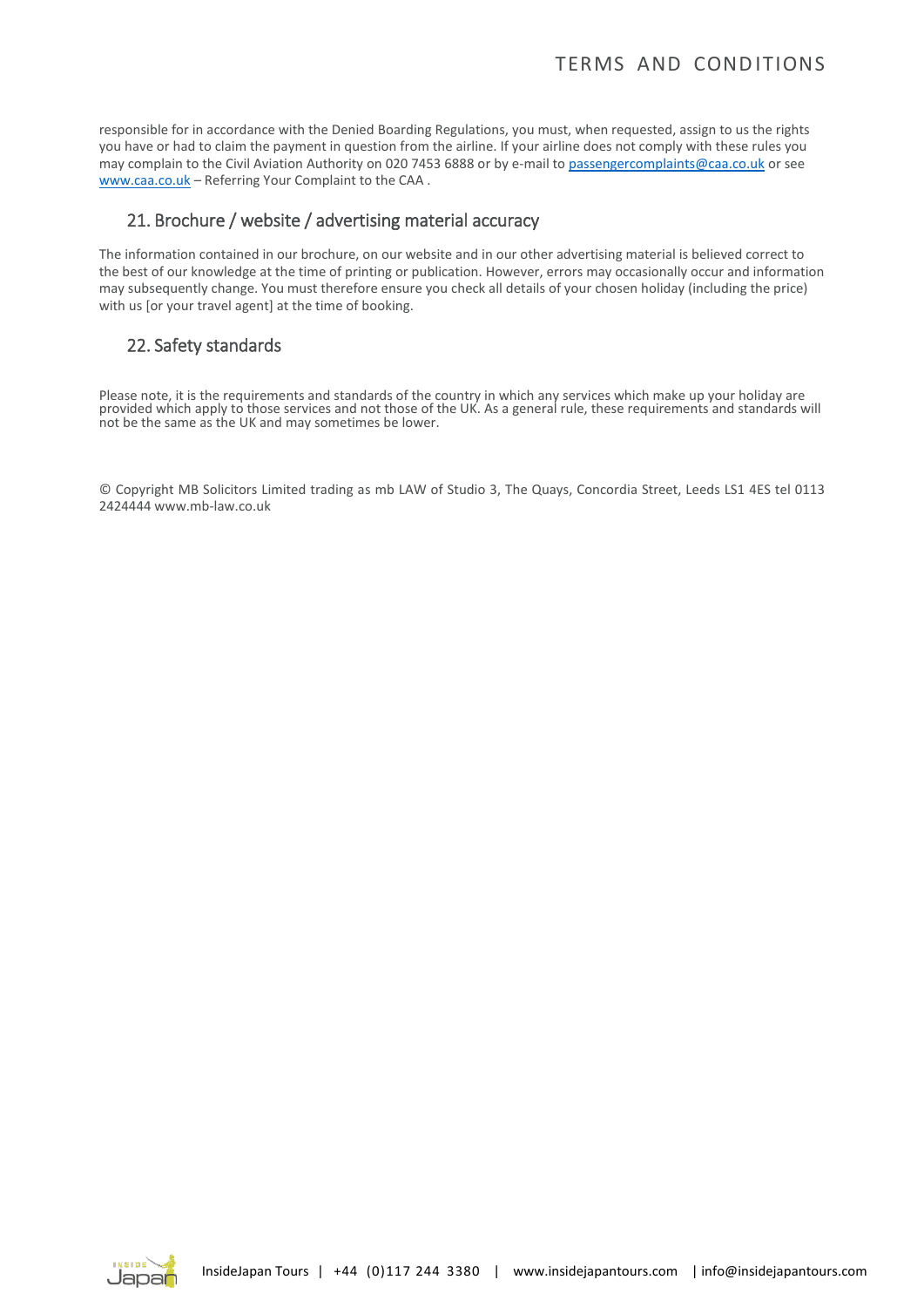responsible for in accordance with the Denied Boarding Regulations, you must, when requested, assign to us the rights you have or had to claim the payment in question from the airline. If your airline does not comply with these rules you may complain to the Civil Aviation Authority on 020 7453 6888 or by e-mail to passengercomplaints@caa.co.uk or see www.caa.co.uk – Referring Your Complaint to the CAA .

## 21. Brochure / website / advertising material accuracy

The information contained in our brochure, on our website and in our other advertising material is believed correct to the best of our knowledge at the time of printing or publication. However, errors may occasionally occur and information may subsequently change. You must therefore ensure you check all details of your chosen holiday (including the price) with us [or your travel agent] at the time of booking.

## 22. Safety standards

Please note, it is the requirements and standards of the country in which any services which make up your holiday are provided which apply to those services and not those of the UK. As a general rule, these requirements and standards will not be the same as the UK and may sometimes be lower.

© Copyright MB Solicitors Limited trading as mb LAW of Studio 3, The Quays, Concordia Street, Leeds LS1 4ES tel 0113 2424444 www.mb-law.co.uk